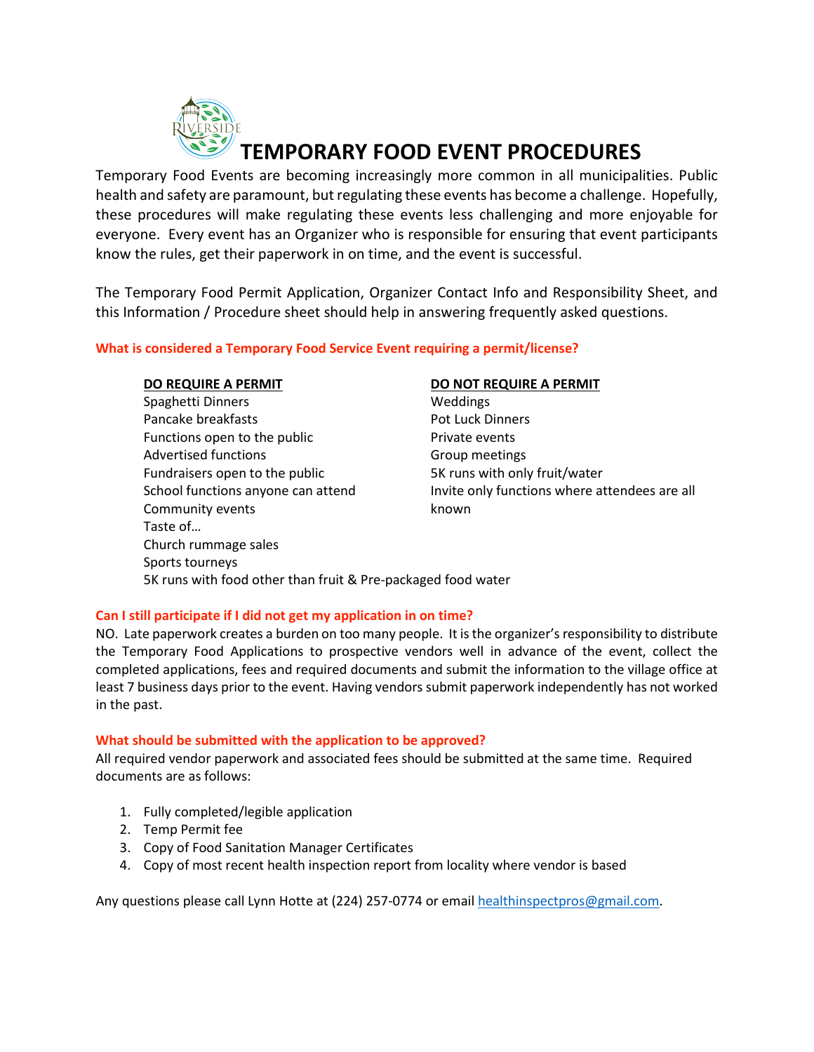# TEMPORARY FOOD EVENT PROCEDURES

Temporary Food Events are becoming increasingly more common in all municipalities. Public health and safety are paramount, but regulating these events has become a challenge. Hopefully, these procedures will make regulating these events less challenging and more enjoyable for everyone. Every event has an Organizer who is responsible for ensuring that event participants know the rules, get their paperwork in on time, and the event is successful.

The Temporary Food Permit Application, Organizer Contact Info and Responsibility Sheet, and this Information / Procedure sheet should help in answering frequently asked questions.

**What is considered a Temporary Food Service Event requiring a permit/license?**

| DO REQUIRE A PERMIT | DO NOT REQUIRE A PERMIT |
|---|---|
| Spaghetti Dinners | Weddings |
| Pancake breakfasts | Pot Luck Dinners |
| Functions open to the public | Private events |
| Advertised functions | Group meetings |
| Fundraisers open to the public | 5K runs with only fruit/water |
| School functions anyone can attend | Invite only functions where attendees are all known |
| Community events | |
| Taste of… | |
| Church rummage sales | |
| Sports tourneys | |
| 5K runs with food other than fruit & Pre-packaged food water | |

**Can I still participate if I did not get my application in on time?**

NO. Late paperwork creates a burden on too many people. It is the organizer's responsibility to distribute the Temporary Food Applications to prospective vendors well in advance of the event, collect the completed applications, fees and required documents and submit the information to the village office at least 7 business days prior to the event. Having vendors submit paperwork independently has not worked in the past.

**What should be submitted with the application to be approved?**

All required vendor paperwork and associated fees should be submitted at the same time. Required documents are as follows:

1. Fully completed/legible application
2. Temp Permit fee
3. Copy of Food Sanitation Manager Certificates
4. Copy of most recent health inspection report from locality where vendor is based

Any questions please call Lynn Hotte at (224) 257-0774 or email healthinspectpros@gmail.com.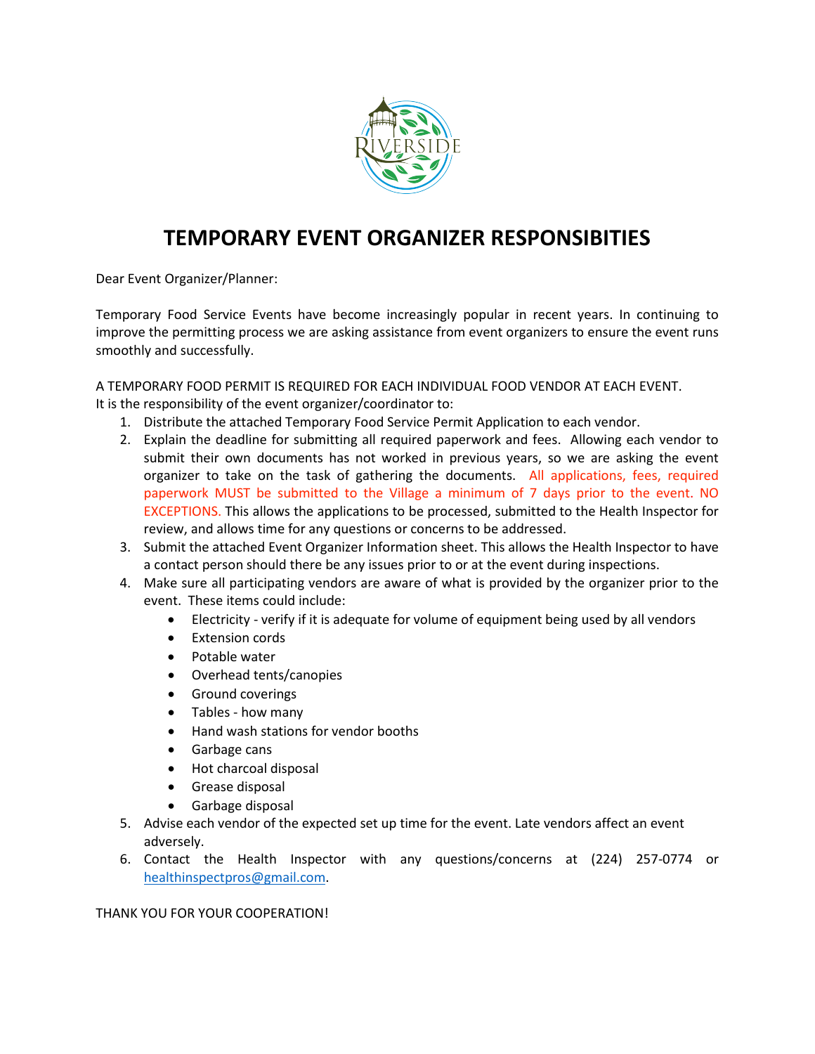# TEMPORARY EVENT ORGANIZER RESPONSIBITIES

Dear Event Organizer/Planner:

Temporary Food Service Events have become increasingly popular in recent years. In continuing to improve the permitting process we are asking assistance from event organizers to ensure the event runs smoothly and successfully.

A TEMPORARY FOOD PERMIT IS REQUIRED FOR EACH INDIVIDUAL FOOD VENDOR AT EACH EVENT.
It is the responsibility of the event organizer/coordinator to:

1. Distribute the attached Temporary Food Service Permit Application to each vendor.
2. Explain the deadline for submitting all required paperwork and fees. Allowing each vendor to submit their own documents has not worked in previous years, so we are asking the event organizer to take on the task of gathering the documents. All applications, fees, required paperwork MUST be submitted to the Village a minimum of 7 days prior to the event. NO EXCEPTIONS. This allows the applications to be processed, submitted to the Health Inspector for review, and allows time for any questions or concerns to be addressed.
3. Submit the attached Event Organizer Information sheet. This allows the Health Inspector to have a contact person should there be any issues prior to or at the event during inspections.
4. Make sure all participating vendors are aware of what is provided by the organizer prior to the event. These items could include:
   - Electricity - verify if it is adequate for volume of equipment being used by all vendors
   - Extension cords
   - Potable water
   - Overhead tents/canopies
   - Ground coverings
   - Tables - how many
   - Hand wash stations for vendor booths
   - Garbage cans
   - Hot charcoal disposal
   - Grease disposal
   - Garbage disposal
5. Advise each vendor of the expected set up time for the event. Late vendors affect an event adversely.
6. Contact the Health Inspector with any questions/concerns at (224) 257-0774 or healthinspectpros@gmail.com.

THANK YOU FOR YOUR COOPERATION!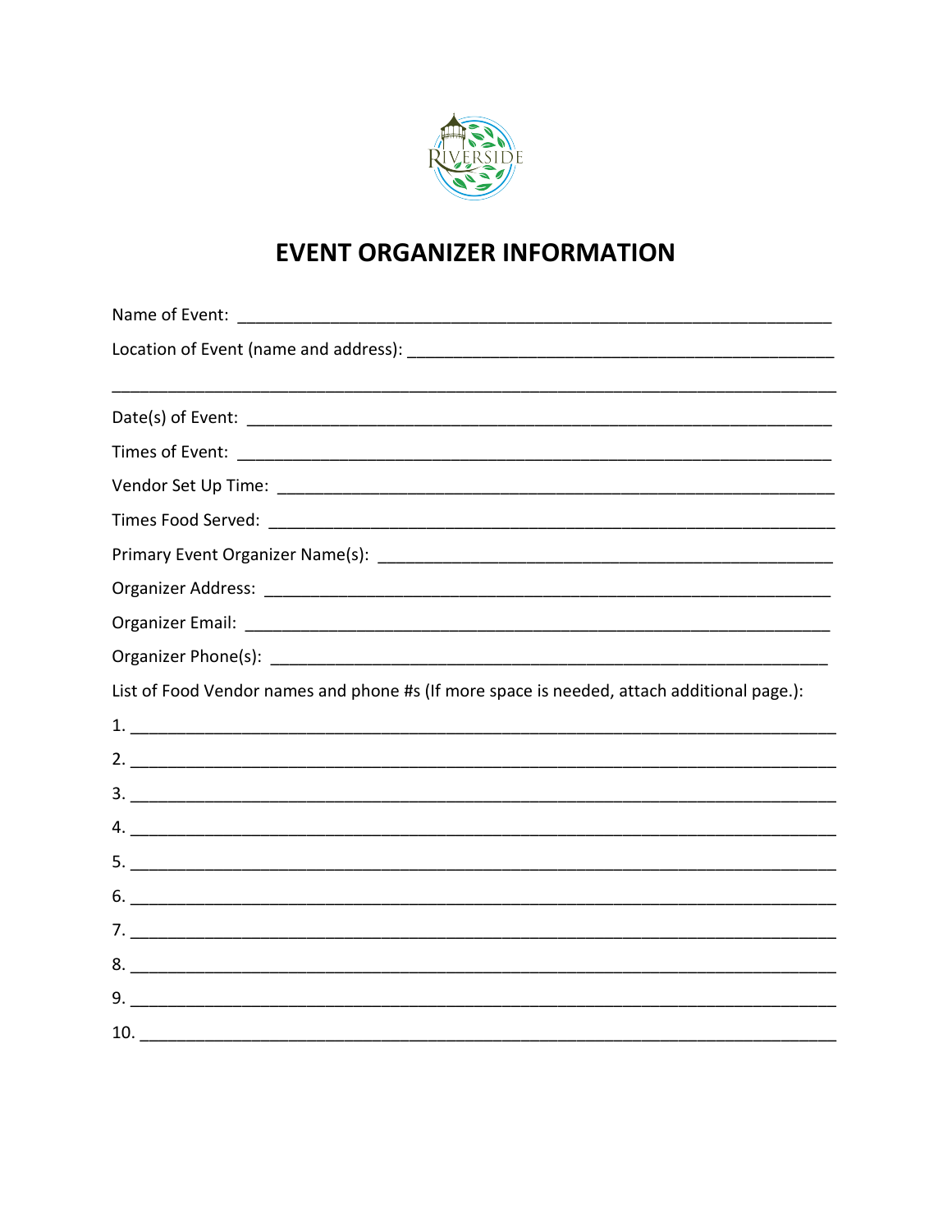# EVENT ORGANIZER INFORMATION

Name of Event: ____________________________________________________________

Location of Event (name and address): ________________________________________

______________________________________________________________________________

Date(s) of Event: __________________________________________________________

Times of Event: ___________________________________________________________

Vendor Set Up Time: ________________________________________________________

Times Food Served: ________________________________________________________

Primary Event Organizer Name(s): ____________________________________________

Organizer Address: _________________________________________________________

Organizer Email: ___________________________________________________________

Organizer Phone(s): ________________________________________________________

List of Food Vendor names and phone #s (If more space is needed, attach additional page.):

1. ___________________________________________________________________________
2. ___________________________________________________________________________
3. ___________________________________________________________________________
4. ___________________________________________________________________________
5. ___________________________________________________________________________
6. ___________________________________________________________________________
7. ___________________________________________________________________________
8. ___________________________________________________________________________
9. ___________________________________________________________________________
10. __________________________________________________________________________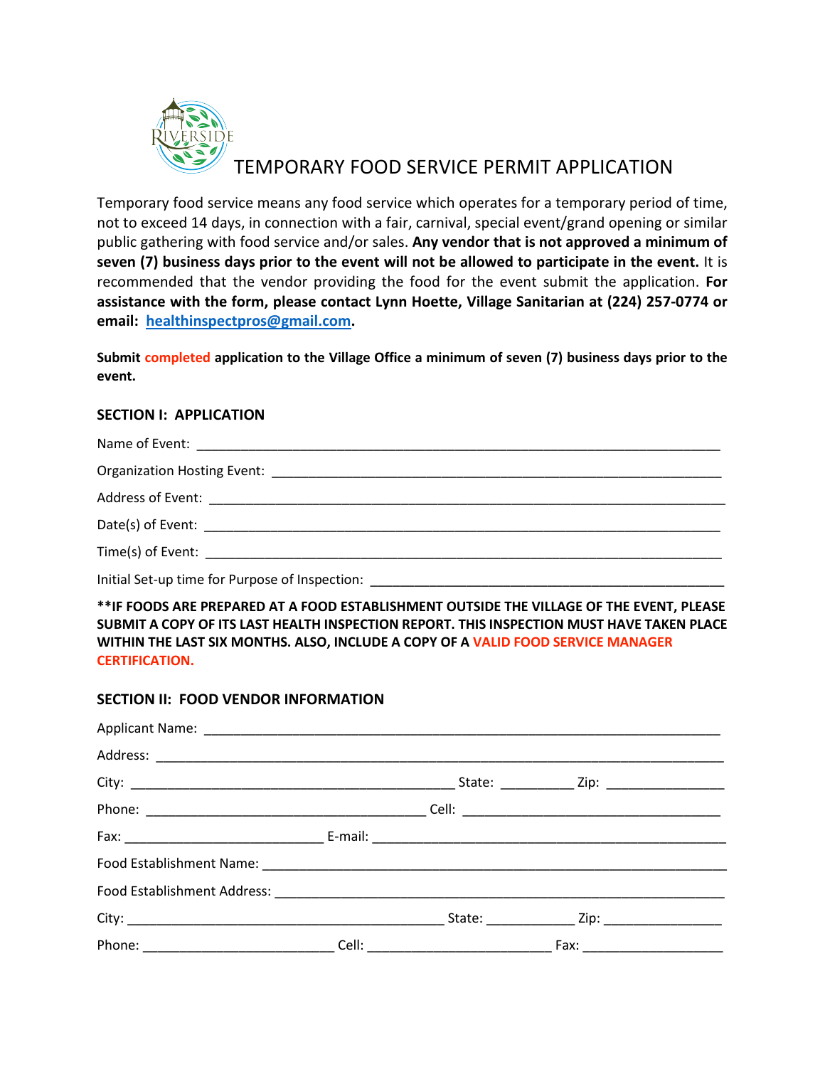# TEMPORARY FOOD SERVICE PERMIT APPLICATION

Temporary food service means any food service which operates for a temporary period of time, not to exceed 14 days, in connection with a fair, carnival, special event/grand opening or similar public gathering with food service and/or sales. **Any vendor that is not approved a minimum of seven (7) business days prior to the event will not be allowed to participate in the event.** It is recommended that the vendor providing the food for the event submit the application. **For assistance with the form, please contact Lynn Hoette, Village Sanitarian at (224) 257-0774 or email: healthinspectpros@gmail.com.**

**Submit completed application to the Village Office a minimum of seven (7) business days prior to the event.**

### SECTION I: APPLICATION

Name of Event: ___________________________________________________________________________

Organization Hosting Event: _________________________________________________________________

Address of Event: _________________________________________________________________________

Date(s) of Event: __________________________________________________________________________

Time(s) of Event: __________________________________________________________________________

Initial Set-up time for Purpose of Inspection: ___________________________________________________

****IF FOODS ARE PREPARED AT A FOOD ESTABLISHMENT OUTSIDE THE VILLAGE OF THE EVENT, PLEASE SUBMIT A COPY OF ITS LAST HEALTH INSPECTION REPORT. THIS INSPECTION MUST HAVE TAKEN PLACE WITHIN THE LAST SIX MONTHS. ALSO, INCLUDE A COPY OF A VALID FOOD SERVICE MANAGER CERTIFICATION.**

### SECTION II: FOOD VENDOR INFORMATION

Applicant Name: __________________________________________________________________________

Address: ________________________________________________________________________________

City: _____________________________________________ State: __________ Zip: ________________

Phone: _______________________________________ Cell: _____________________________________

Fax: ___________________________ E-mail: ___________________________________________________

Food Establishment Name: __________________________________________________________________

Food Establishment Address: ________________________________________________________________

City: ____________________________________________ State: ____________ Zip: ________________

Phone: _________________________ Cell: _________________________ Fax: ___________________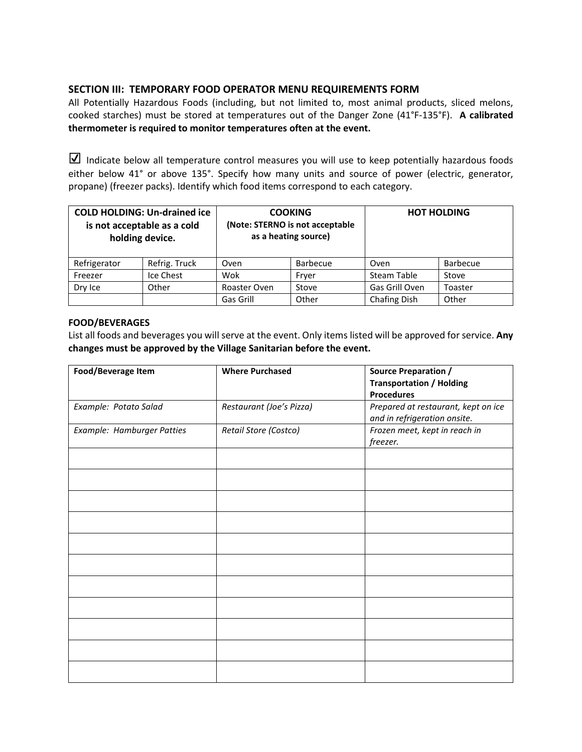## SECTION III: TEMPORARY FOOD OPERATOR MENU REQUIREMENTS FORM

All Potentially Hazardous Foods (including, but not limited to, most animal products, sliced melons, cooked starches) must be stored at temperatures out of the Danger Zone (41°F-135°F). **A calibrated thermometer is required to monitor temperatures often at the event.**

☑ Indicate below all temperature control measures you will use to keep potentially hazardous foods either below 41° or above 135°. Specify how many units and source of power (electric, generator, propane) (freezer packs). Identify which food items correspond to each category.

| **COLD HOLDING: Un-drained ice is not acceptable as a cold holding device.** | | **COOKING (Note: STERNO is not acceptable as a heating source)** | | **HOT HOLDING** | |
|---|---|---|---|---|---|
| Refrigerator | Refrig. Truck | Oven | Barbecue | Oven | Barbecue |
| Freezer | Ice Chest | Wok | Fryer | Steam Table | Stove |
| Dry Ice | Other | Roaster Oven | Stove | Gas Grill Oven | Toaster |
| | | Gas Grill | Other | Chafing Dish | Other |

### FOOD/BEVERAGES

List all foods and beverages you will serve at the event. Only items listed will be approved for service. **Any changes must be approved by the Village Sanitarian before the event.**

| **Food/Beverage Item** | **Where Purchased** | **Source Preparation / Transportation / Holding Procedures** |
|---|---|---|
| *Example: Potato Salad* | *Restaurant (Joe's Pizza)* | *Prepared at restaurant, kept on ice and in refrigeration onsite.* |
| *Example: Hamburger Patties* | *Retail Store (Costco)* | *Frozen meet, kept in reach in freezer.* |
| | | |
| | | |
| | | |
| | | |
| | | |
| | | |
| | | |
| | | |
| | | |
| | | |
| | | |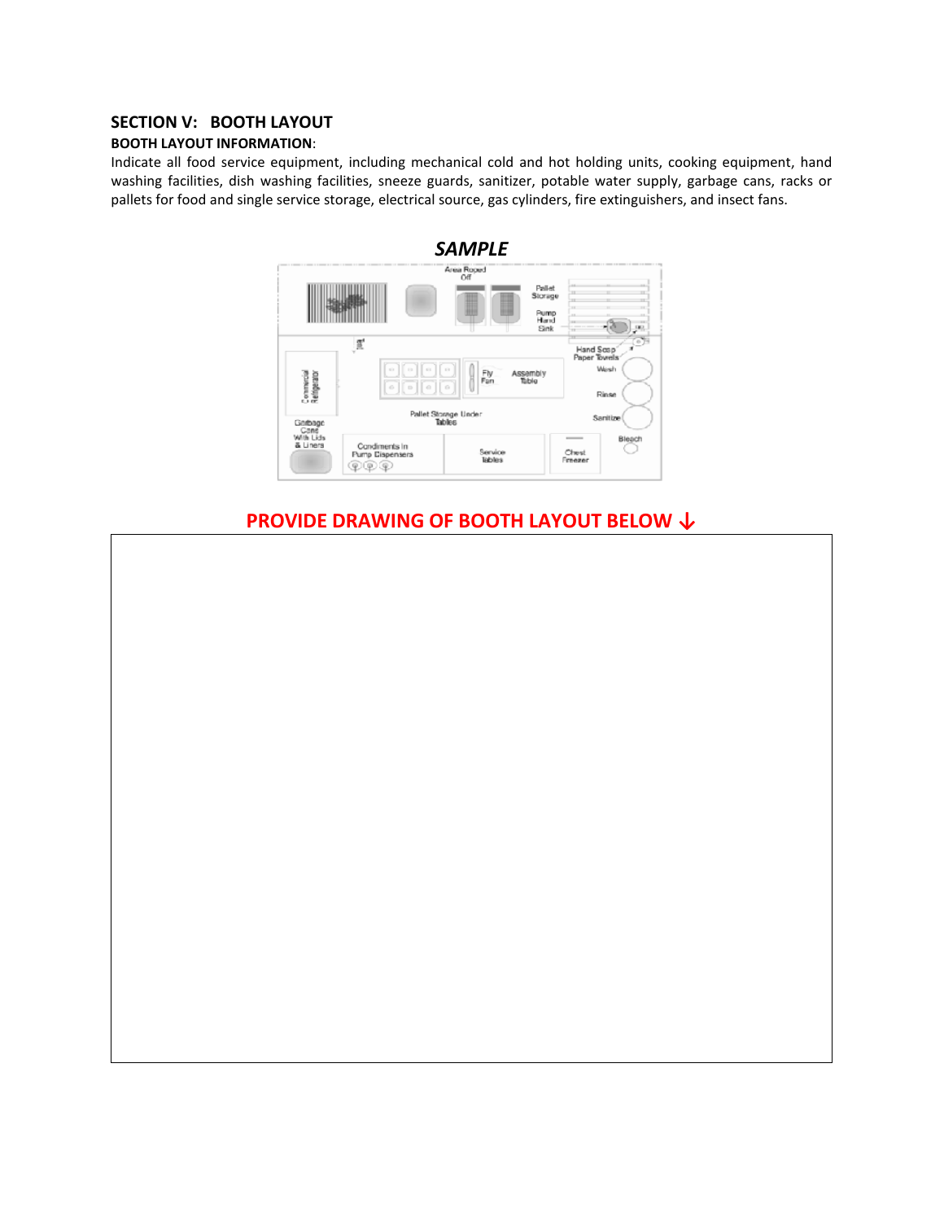## SECTION V: BOOTH LAYOUT

**BOOTH LAYOUT INFORMATION**:

Indicate all food service equipment, including mechanical cold and hot holding units, cooking equipment, hand washing facilities, dish washing facilities, sneeze guards, sanitizer, potable water supply, garbage cans, racks or pallets for food and single service storage, electrical source, gas cylinders, fire extinguishers, and insect fans.

***SAMPLE***

Area Roped Off

Pallet Storage

Pump Hand Sink

Hand Soap Paper Towels

Commercial Refrigerator

Fly Fan

Assembly Table

Wash

Rinse

Sanitize

Pallet Storage Under Tables

Garbage Cans With Lids & Liners

Condiments in Pump Dispensers

Service Tables

Chest Freezer

Bleach

**PROVIDE DRAWING OF BOOTH LAYOUT BELOW ↓**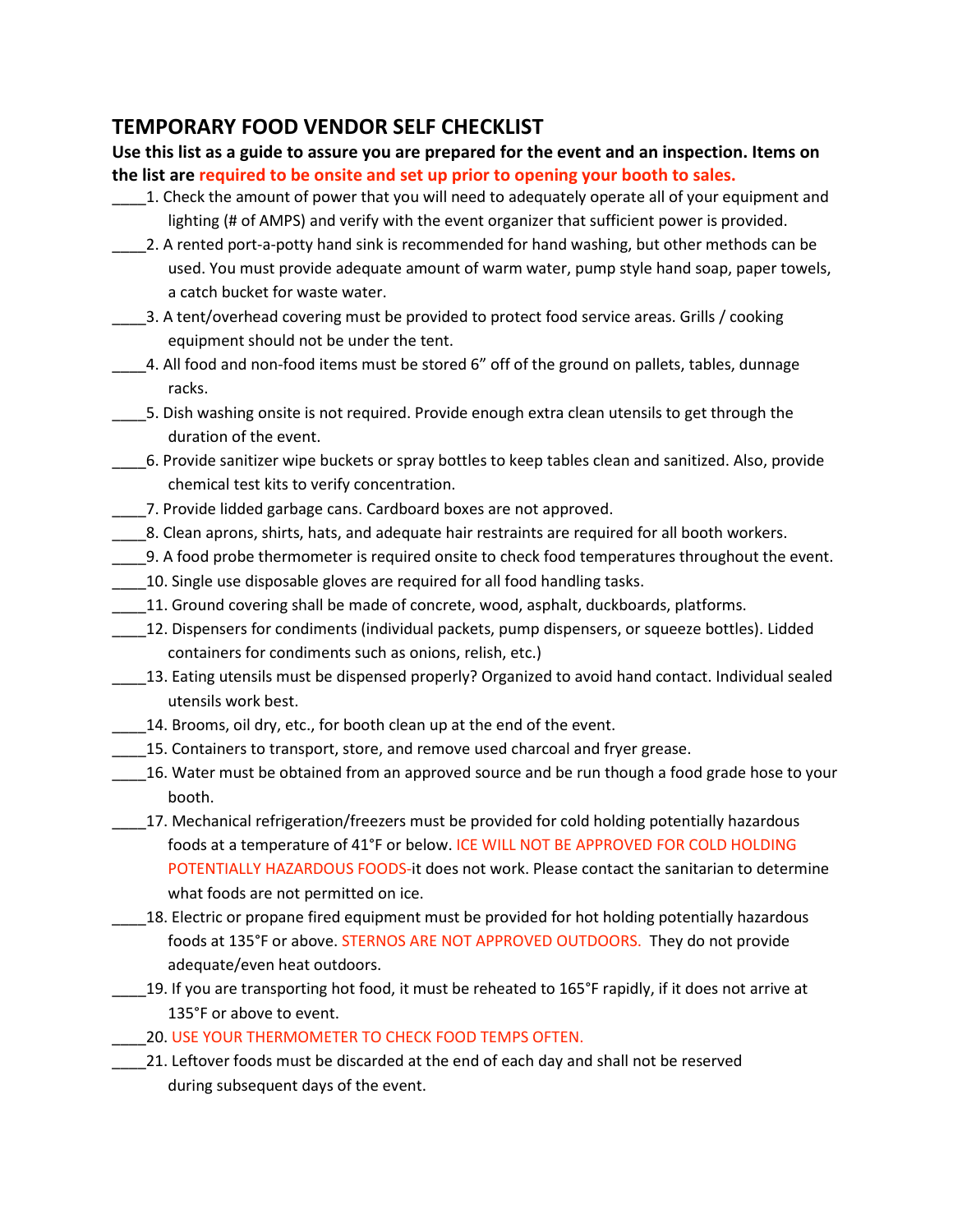# TEMPORARY FOOD VENDOR SELF CHECKLIST

**Use this list as a guide to assure you are prepared for the event and an inspection. Items on the list are required to be onsite and set up prior to opening your booth to sales.**

____1. Check the amount of power that you will need to adequately operate all of your equipment and lighting (# of AMPS) and verify with the event organizer that sufficient power is provided.

____2. A rented port-a-potty hand sink is recommended for hand washing, but other methods can be used. You must provide adequate amount of warm water, pump style hand soap, paper towels, a catch bucket for waste water.

____3. A tent/overhead covering must be provided to protect food service areas. Grills / cooking equipment should not be under the tent.

____4. All food and non-food items must be stored 6" off of the ground on pallets, tables, dunnage racks.

____5. Dish washing onsite is not required. Provide enough extra clean utensils to get through the duration of the event.

____6. Provide sanitizer wipe buckets or spray bottles to keep tables clean and sanitized. Also, provide chemical test kits to verify concentration.

____7. Provide lidded garbage cans. Cardboard boxes are not approved.

____8. Clean aprons, shirts, hats, and adequate hair restraints are required for all booth workers.

____9. A food probe thermometer is required onsite to check food temperatures throughout the event.

____10. Single use disposable gloves are required for all food handling tasks.

____11. Ground covering shall be made of concrete, wood, asphalt, duckboards, platforms.

____12. Dispensers for condiments (individual packets, pump dispensers, or squeeze bottles). Lidded containers for condiments such as onions, relish, etc.)

____13. Eating utensils must be dispensed properly? Organized to avoid hand contact. Individual sealed utensils work best.

____14. Brooms, oil dry, etc., for booth clean up at the end of the event.

____15. Containers to transport, store, and remove used charcoal and fryer grease.

____16. Water must be obtained from an approved source and be run though a food grade hose to your booth.

____17. Mechanical refrigeration/freezers must be provided for cold holding potentially hazardous foods at a temperature of 41°F or below. ICE WILL NOT BE APPROVED FOR COLD HOLDING POTENTIALLY HAZARDOUS FOODS-it does not work. Please contact the sanitarian to determine what foods are not permitted on ice.

____18. Electric or propane fired equipment must be provided for hot holding potentially hazardous foods at 135°F or above. STERNOS ARE NOT APPROVED OUTDOORS. They do not provide adequate/even heat outdoors.

____19. If you are transporting hot food, it must be reheated to 165°F rapidly, if it does not arrive at 135°F or above to event.

____20. USE YOUR THERMOMETER TO CHECK FOOD TEMPS OFTEN.

____21. Leftover foods must be discarded at the end of each day and shall not be reserved during subsequent days of the event.